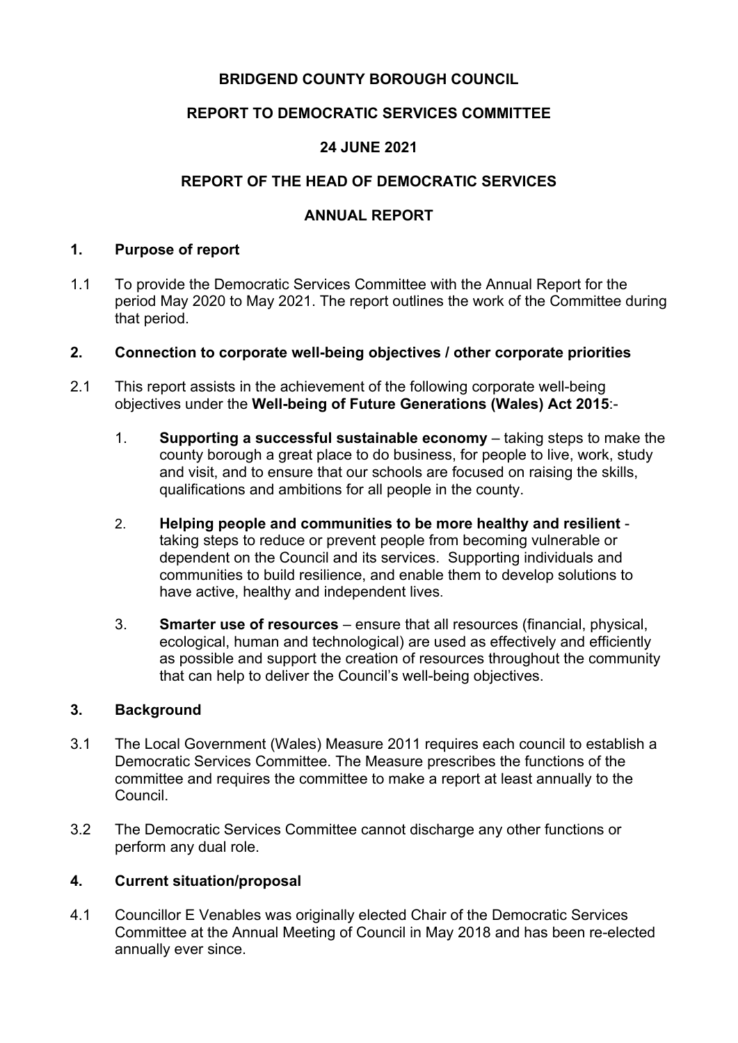**BRIDGEND COUNTY BOROUGH COUNCIL**

**REPORT TO DEMOCRATIC SERVICES COMMITTEE**

**24 JUNE 2021**

**REPORT OF THE HEAD OF DEMOCRATIC SERVICES**

**ANNUAL REPORT**

## 1. Purpose of report

1.1 To provide the Democratic Services Committee with the Annual Report for the period May 2020 to May 2021. The report outlines the work of the Committee during that period.

## 2. Connection to corporate well-being objectives / other corporate priorities

2.1 This report assists in the achievement of the following corporate well-being objectives under the **Well-being of Future Generations (Wales) Act 2015**:-

1. **Supporting a successful sustainable economy** – taking steps to make the county borough a great place to do business, for people to live, work, study and visit, and to ensure that our schools are focused on raising the skills, qualifications and ambitions for all people in the county.

2. **Helping people and communities to be more healthy and resilient** - taking steps to reduce or prevent people from becoming vulnerable or dependent on the Council and its services. Supporting individuals and communities to build resilience, and enable them to develop solutions to have active, healthy and independent lives.

3. **Smarter use of resources** – ensure that all resources (financial, physical, ecological, human and technological) are used as effectively and efficiently as possible and support the creation of resources throughout the community that can help to deliver the Council's well-being objectives.

## 3. Background

3.1 The Local Government (Wales) Measure 2011 requires each council to establish a Democratic Services Committee. The Measure prescribes the functions of the committee and requires the committee to make a report at least annually to the Council.

3.2 The Democratic Services Committee cannot discharge any other functions or perform any dual role.

## 4. Current situation/proposal

4.1 Councillor E Venables was originally elected Chair of the Democratic Services Committee at the Annual Meeting of Council in May 2018 and has been re-elected annually ever since.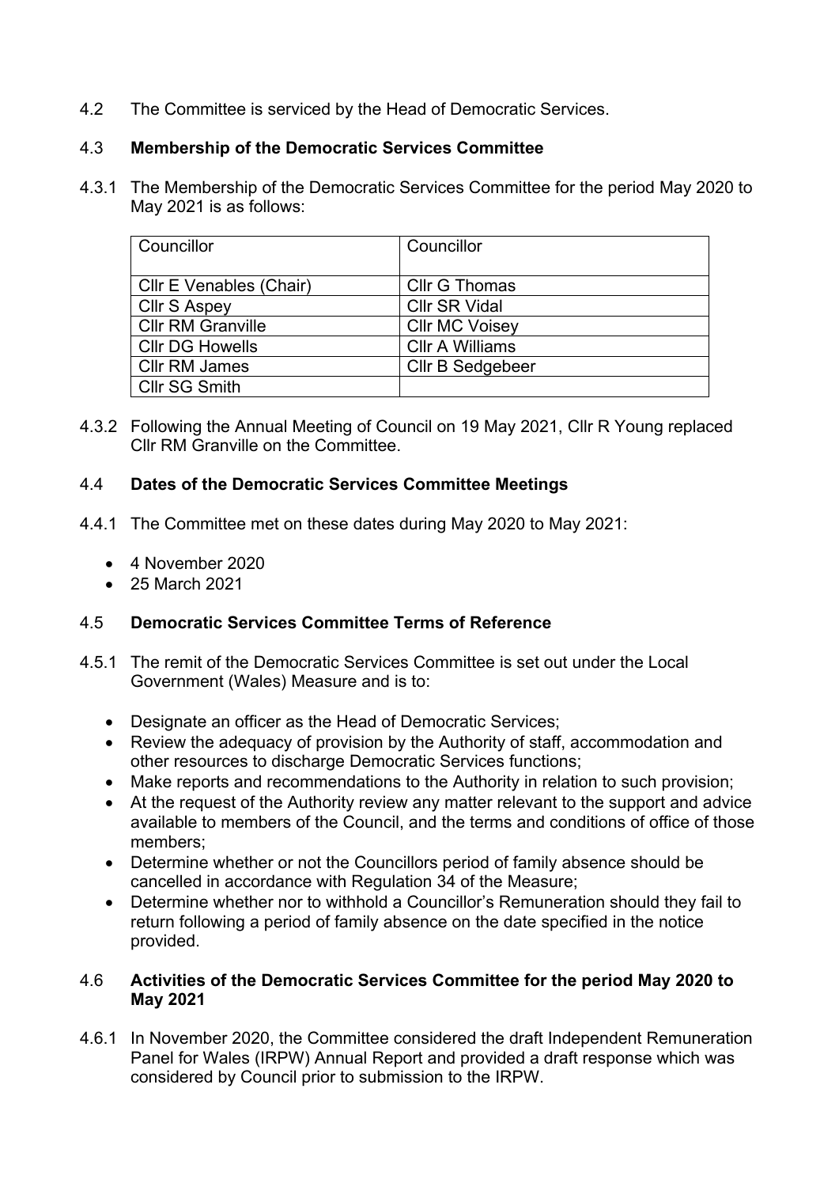4.2 The Committee is serviced by the Head of Democratic Services.

4.3 **Membership of the Democratic Services Committee**

4.3.1 The Membership of the Democratic Services Committee for the period May 2020 to May 2021 is as follows:

| Councillor | Councillor |
|---|---|
| Cllr E Venables (Chair) | Cllr G Thomas |
| Cllr S Aspey | Cllr SR Vidal |
| Cllr RM Granville | Cllr MC Voisey |
| Cllr DG Howells | Cllr A Williams |
| Cllr RM James | Cllr B Sedgebeer |
| Cllr SG Smith | |

4.3.2 Following the Annual Meeting of Council on 19 May 2021, Cllr R Young replaced Cllr RM Granville on the Committee.

4.4 **Dates of the Democratic Services Committee Meetings**

4.4.1 The Committee met on these dates during May 2020 to May 2021:

- 4 November 2020
- 25 March 2021

4.5 **Democratic Services Committee Terms of Reference**

4.5.1 The remit of the Democratic Services Committee is set out under the Local Government (Wales) Measure and is to:

- Designate an officer as the Head of Democratic Services;
- Review the adequacy of provision by the Authority of staff, accommodation and other resources to discharge Democratic Services functions;
- Make reports and recommendations to the Authority in relation to such provision;
- At the request of the Authority review any matter relevant to the support and advice available to members of the Council, and the terms and conditions of office of those members;
- Determine whether or not the Councillors period of family absence should be cancelled in accordance with Regulation 34 of the Measure;
- Determine whether nor to withhold a Councillor's Remuneration should they fail to return following a period of family absence on the date specified in the notice provided.

4.6 **Activities of the Democratic Services Committee for the period May 2020 to May 2021**

4.6.1 In November 2020, the Committee considered the draft Independent Remuneration Panel for Wales (IRPW) Annual Report and provided a draft response which was considered by Council prior to submission to the IRPW.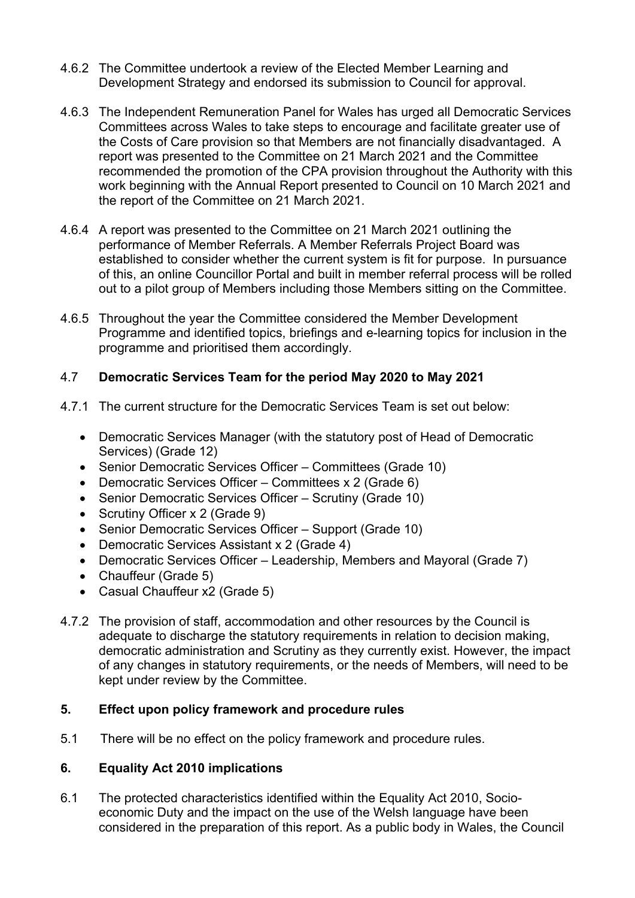4.6.2 The Committee undertook a review of the Elected Member Learning and Development Strategy and endorsed its submission to Council for approval.

4.6.3 The Independent Remuneration Panel for Wales has urged all Democratic Services Committees across Wales to take steps to encourage and facilitate greater use of the Costs of Care provision so that Members are not financially disadvantaged. A report was presented to the Committee on 21 March 2021 and the Committee recommended the promotion of the CPA provision throughout the Authority with this work beginning with the Annual Report presented to Council on 10 March 2021 and the report of the Committee on 21 March 2021.

4.6.4 A report was presented to the Committee on 21 March 2021 outlining the performance of Member Referrals. A Member Referrals Project Board was established to consider whether the current system is fit for purpose. In pursuance of this, an online Councillor Portal and built in member referral process will be rolled out to a pilot group of Members including those Members sitting on the Committee.

4.6.5 Throughout the year the Committee considered the Member Development Programme and identified topics, briefings and e-learning topics for inclusion in the programme and prioritised them accordingly.

## 4.7 Democratic Services Team for the period May 2020 to May 2021

4.7.1 The current structure for the Democratic Services Team is set out below:

- Democratic Services Manager (with the statutory post of Head of Democratic Services) (Grade 12)
- Senior Democratic Services Officer – Committees (Grade 10)
- Democratic Services Officer – Committees x 2 (Grade 6)
- Senior Democratic Services Officer – Scrutiny (Grade 10)
- Scrutiny Officer x 2 (Grade 9)
- Senior Democratic Services Officer – Support (Grade 10)
- Democratic Services Assistant x 2 (Grade 4)
- Democratic Services Officer – Leadership, Members and Mayoral (Grade 7)
- Chauffeur (Grade 5)
- Casual Chauffeur x2 (Grade 5)

4.7.2 The provision of staff, accommodation and other resources by the Council is adequate to discharge the statutory requirements in relation to decision making, democratic administration and Scrutiny as they currently exist. However, the impact of any changes in statutory requirements, or the needs of Members, will need to be kept under review by the Committee.

## 5. Effect upon policy framework and procedure rules

5.1 There will be no effect on the policy framework and procedure rules.

## 6. Equality Act 2010 implications

6.1 The protected characteristics identified within the Equality Act 2010, Socio-economic Duty and the impact on the use of the Welsh language have been considered in the preparation of this report. As a public body in Wales, the Council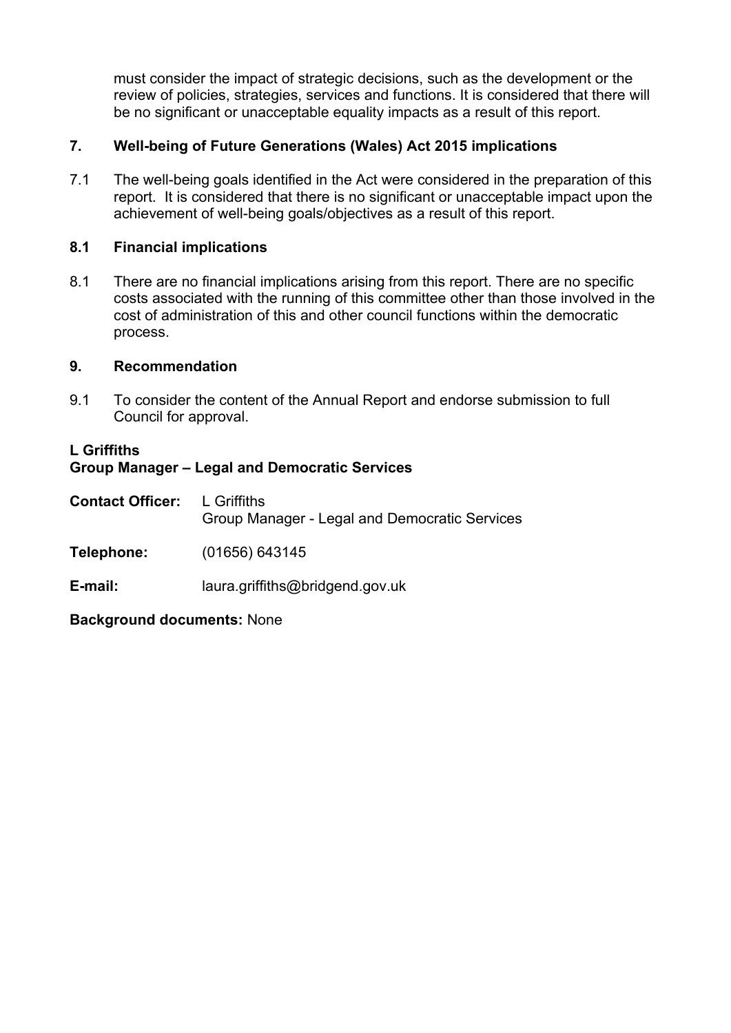must consider the impact of strategic decisions, such as the development or the review of policies, strategies, services and functions. It is considered that there will be no significant or unacceptable equality impacts as a result of this report.

## 7. Well-being of Future Generations (Wales) Act 2015 implications

7.1 The well-being goals identified in the Act were considered in the preparation of this report. It is considered that there is no significant or unacceptable impact upon the achievement of well-being goals/objectives as a result of this report.

## 8.1 Financial implications

8.1 There are no financial implications arising from this report. There are no specific costs associated with the running of this committee other than those involved in the cost of administration of this and other council functions within the democratic process.

## 9. Recommendation

9.1 To consider the content of the Annual Report and endorse submission to full Council for approval.

**L Griffiths**
**Group Manager – Legal and Democratic Services**

**Contact Officer:** L Griffiths
Group Manager - Legal and Democratic Services

**Telephone:** (01656) 643145

**E-mail:** laura.griffiths@bridgend.gov.uk

**Background documents:** None